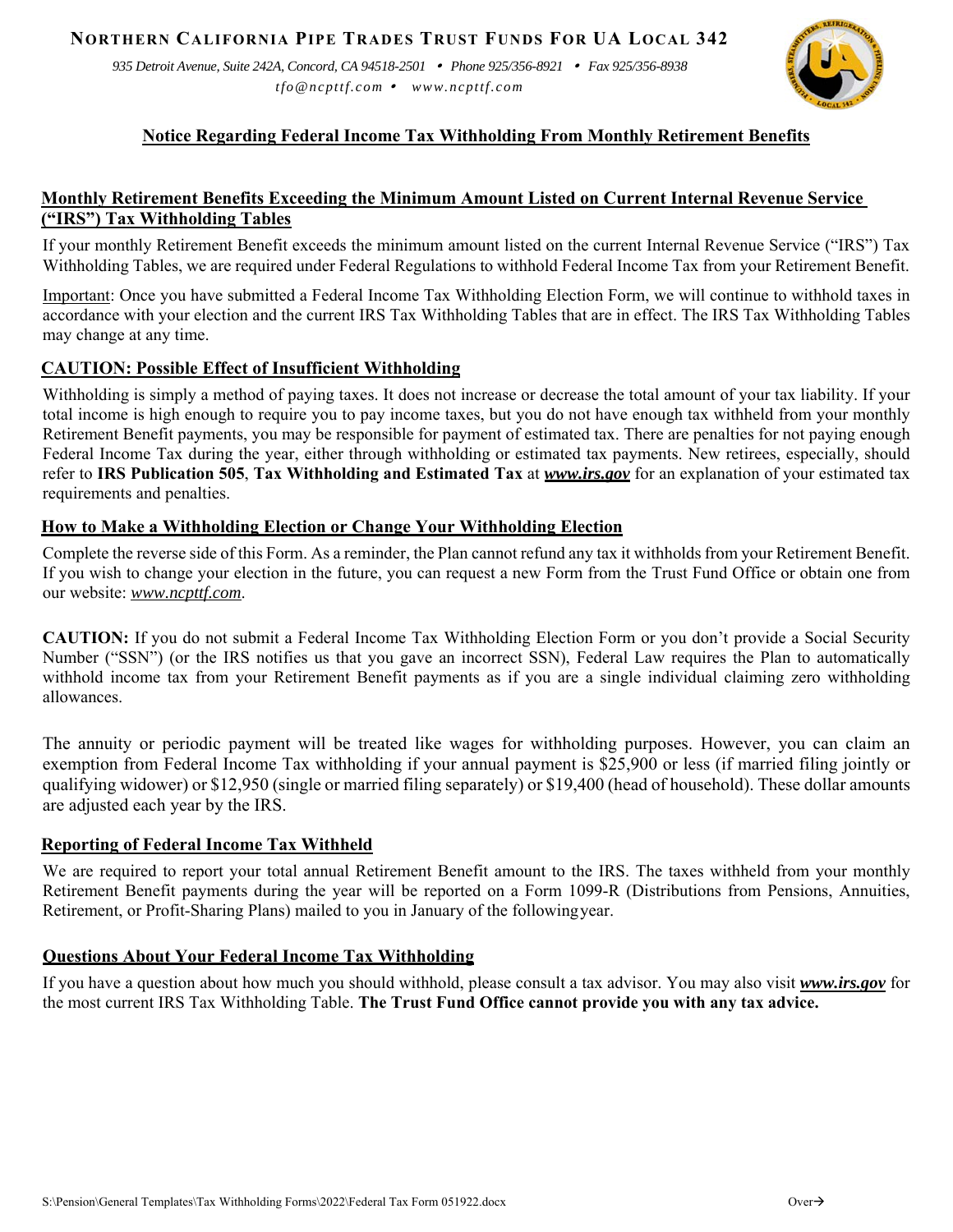# NORTHERN CALIFORNIA PIPE TRADES TRUST FUNDS FOR UA LOCAL 342

*935 Detroit Avenue, Suite 242A, Concord, CA 94518-2501 • Phone 925/356-8921 • Fax 925/356-8938*
*tfo@ncpttf.com • www.ncpttf.com*

## Notice Regarding Federal Income Tax Withholding From Monthly Retirement Benefits

### Monthly Retirement Benefits Exceeding the Minimum Amount Listed on Current Internal Revenue Service ("IRS") Tax Withholding Tables

If your monthly Retirement Benefit exceeds the minimum amount listed on the current Internal Revenue Service ("IRS") Tax Withholding Tables, we are required under Federal Regulations to withhold Federal Income Tax from your Retirement Benefit.

Important: Once you have submitted a Federal Income Tax Withholding Election Form, we will continue to withhold taxes in accordance with your election and the current IRS Tax Withholding Tables that are in effect. The IRS Tax Withholding Tables may change at any time.

### CAUTION: Possible Effect of Insufficient Withholding

Withholding is simply a method of paying taxes. It does not increase or decrease the total amount of your tax liability. If your total income is high enough to require you to pay income taxes, but you do not have enough tax withheld from your monthly Retirement Benefit payments, you may be responsible for payment of estimated tax. There are penalties for not paying enough Federal Income Tax during the year, either through withholding or estimated tax payments. New retirees, especially, should refer to **IRS Publication 505**, **Tax Withholding and Estimated Tax** at ***www.irs.gov*** for an explanation of your estimated tax requirements and penalties.

### How to Make a Withholding Election or Change Your Withholding Election

Complete the reverse side of this Form. As a reminder, the Plan cannot refund any tax it withholds from your Retirement Benefit. If you wish to change your election in the future, you can request a new Form from the Trust Fund Office or obtain one from our website: *www.ncpttf.com*.

**CAUTION:** If you do not submit a Federal Income Tax Withholding Election Form or you don't provide a Social Security Number ("SSN") (or the IRS notifies us that you gave an incorrect SSN), Federal Law requires the Plan to automatically withhold income tax from your Retirement Benefit payments as if you are a single individual claiming zero withholding allowances.

The annuity or periodic payment will be treated like wages for withholding purposes. However, you can claim an exemption from Federal Income Tax withholding if your annual payment is $25,900 or less (if married filing jointly or qualifying widower) or $12,950 (single or married filing separately) or $19,400 (head of household). These dollar amounts are adjusted each year by the IRS.

### Reporting of Federal Income Tax Withheld

We are required to report your total annual Retirement Benefit amount to the IRS. The taxes withheld from your monthly Retirement Benefit payments during the year will be reported on a Form 1099-R (Distributions from Pensions, Annuities, Retirement, or Profit-Sharing Plans) mailed to you in January of the following year.

### Questions About Your Federal Income Tax Withholding

If you have a question about how much you should withhold, please consult a tax advisor. You may also visit ***www.irs.gov*** for the most current IRS Tax Withholding Table. **The Trust Fund Office cannot provide you with any tax advice.**

S:\Pension\General Templates\Tax Withholding Forms\2022\Federal Tax Form 051922.docx

Over→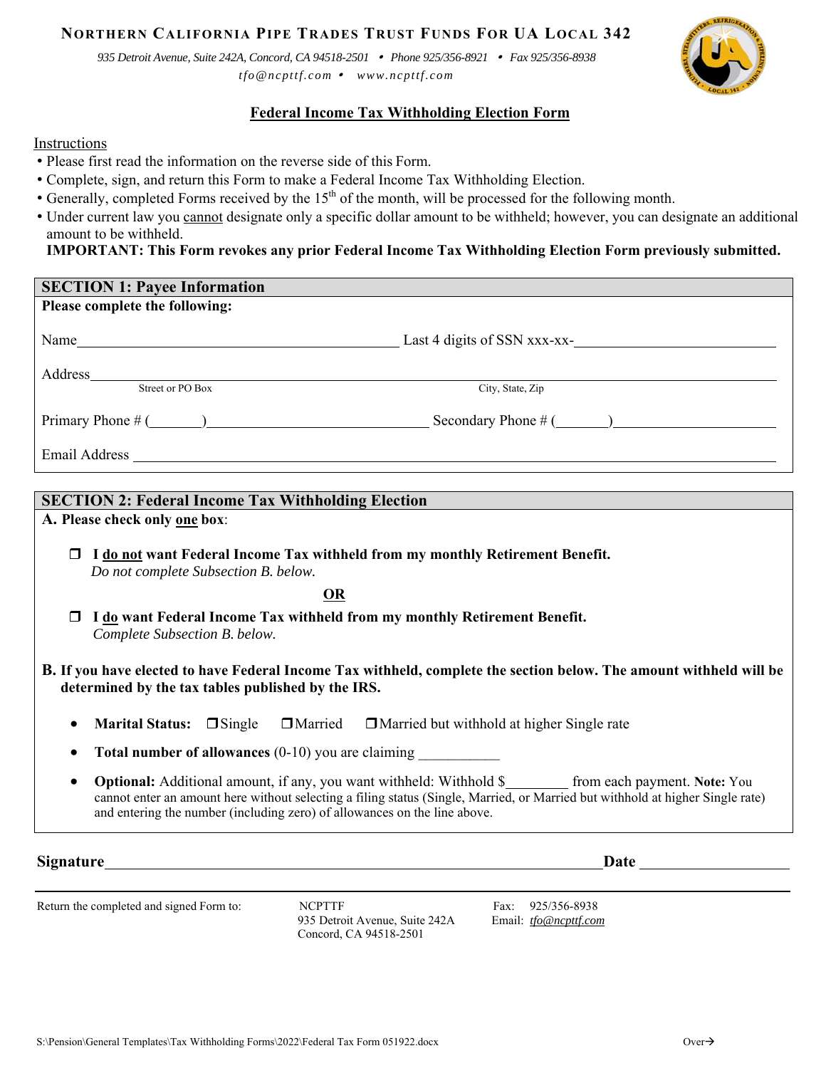**Northern California Pipe Trades Trust Funds For UA Local 342**

*935 Detroit Avenue, Suite 242A, Concord, CA 94518-2501 • Phone 925/356-8921 • Fax 925/356-8938*
*tfo@ncpttf.com • www.ncpttf.com*

## Federal Income Tax Withholding Election Form

Instructions

- Please first read the information on the reverse side of this Form.
- Complete, sign, and return this Form to make a Federal Income Tax Withholding Election.
- Generally, completed Forms received by the 15th of the month, will be processed for the following month.
- Under current law you cannot designate only a specific dollar amount to be withheld; however, you can designate an additional amount to be withheld.

**IMPORTANT: This Form revokes any prior Federal Income Tax Withholding Election Form previously submitted.**

### SECTION 1: Payee Information

**Please complete the following:**

Name ______________________ Last 4 digits of SSN xxx-xx-__________

Address ______________________
Street or PO Box City, State, Zip

Primary Phone # (____)__________ Secondary Phone # (____)__________

Email Address ______________________

### SECTION 2: Federal Income Tax Withholding Election

**A. Please check only one box**:

☐ **I do not want Federal Income Tax withheld from my monthly Retirement Benefit.**
*Do not complete Subsection B. below.*

**OR**

☐ **I do want Federal Income Tax withheld from my monthly Retirement Benefit.**
*Complete Subsection B. below.*

**B. If you have elected to have Federal Income Tax withheld, complete the section below. The amount withheld will be determined by the tax tables published by the IRS.**

- **Marital Status:** ☐Single ☐Married ☐Married but withhold at higher Single rate
- **Total number of allowances** (0-10) you are claiming ___________
- **Optional:** Additional amount, if any, you want withheld: Withhold $________ from each payment. **Note:** You cannot enter an amount here without selecting a filing status (Single, Married, or Married but withhold at higher Single rate) and entering the number (including zero) of allowances on the line above.

**Signature** ______________________ **Date** __________

Return the completed and signed Form to:

NCPTTF
935 Detroit Avenue, Suite 242A
Concord, CA 94518-2501

Fax: 925/356-8938
Email: tfo@ncpttf.com

S:\Pension\General Templates\Tax Withholding Forms\2022\Federal Tax Form 051922.docx

Over→